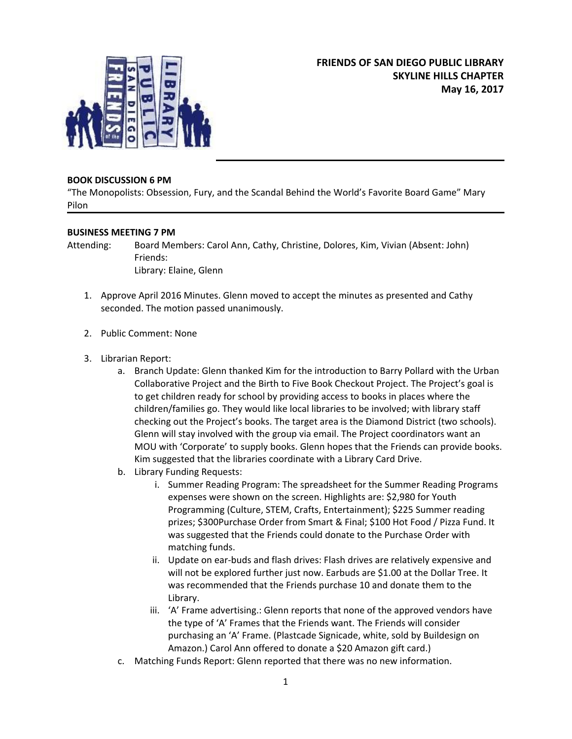**FRIENDS OF SAN DIEGO PUBLIC LIBRARY**
**SKYLINE HILLS CHAPTER**
**May 16, 2017**

---

**BOOK DISCUSSION 6 PM**

"The Monopolists: Obsession, Fury, and the Scandal Behind the World's Favorite Board Game" Mary Pilon

---

**BUSINESS MEETING 7 PM**

Attending: Board Members: Carol Ann, Cathy, Christine, Dolores, Kim, Vivian (Absent: John)
Friends:
Library: Elaine, Glenn

1. Approve April 2016 Minutes. Glenn moved to accept the minutes as presented and Cathy seconded. The motion passed unanimously.

2. Public Comment: None

3. Librarian Report:
   a. Branch Update: Glenn thanked Kim for the introduction to Barry Pollard with the Urban Collaborative Project and the Birth to Five Book Checkout Project. The Project's goal is to get children ready for school by providing access to books in places where the children/families go. They would like local libraries to be involved; with library staff checking out the Project's books. The target area is the Diamond District (two schools). Glenn will stay involved with the group via email. The Project coordinators want an MOU with 'Corporate' to supply books. Glenn hopes that the Friends can provide books. Kim suggested that the libraries coordinate with a Library Card Drive.
   b. Library Funding Requests:
      i. Summer Reading Program: The spreadsheet for the Summer Reading Programs expenses were shown on the screen. Highlights are: $2,980 for Youth Programming (Culture, STEM, Crafts, Entertainment); $225 Summer reading prizes; $300Purchase Order from Smart & Final; $100 Hot Food / Pizza Fund. It was suggested that the Friends could donate to the Purchase Order with matching funds.
      ii. Update on ear-buds and flash drives: Flash drives are relatively expensive and will not be explored further just now. Earbuds are $1.00 at the Dollar Tree. It was recommended that the Friends purchase 10 and donate them to the Library.
      iii. 'A' Frame advertising.: Glenn reports that none of the approved vendors have the type of 'A' Frames that the Friends want. The Friends will consider purchasing an 'A' Frame. (Plastcade Signicade, white, sold by Buildesign on Amazon.) Carol Ann offered to donate a $20 Amazon gift card.)
   c. Matching Funds Report: Glenn reported that there was no new information.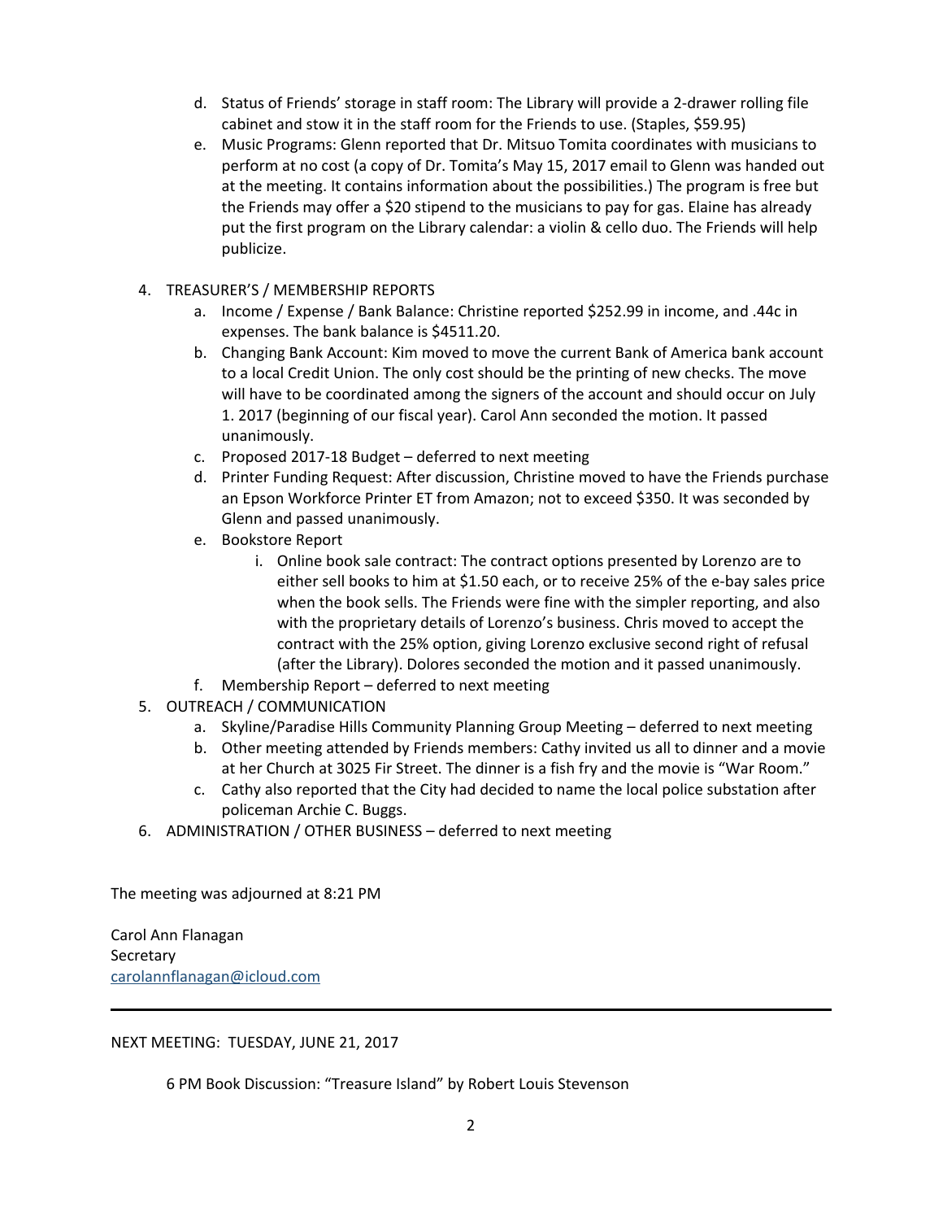d. Status of Friends' storage in staff room: The Library will provide a 2-drawer rolling file cabinet and stow it in the staff room for the Friends to use. (Staples, $59.95)

e. Music Programs: Glenn reported that Dr. Mitsuo Tomita coordinates with musicians to perform at no cost (a copy of Dr. Tomita's May 15, 2017 email to Glenn was handed out at the meeting. It contains information about the possibilities.) The program is free but the Friends may offer a $20 stipend to the musicians to pay for gas. Elaine has already put the first program on the Library calendar: a violin & cello duo. The Friends will help publicize.

4. TREASURER'S / MEMBERSHIP REPORTS
   a. Income / Expense / Bank Balance: Christine reported $252.99 in income, and .44c in expenses. The bank balance is $4511.20.
   b. Changing Bank Account: Kim moved to move the current Bank of America bank account to a local Credit Union. The only cost should be the printing of new checks. The move will have to be coordinated among the signers of the account and should occur on July 1. 2017 (beginning of our fiscal year). Carol Ann seconded the motion. It passed unanimously.
   c. Proposed 2017-18 Budget – deferred to next meeting
   d. Printer Funding Request: After discussion, Christine moved to have the Friends purchase an Epson Workforce Printer ET from Amazon; not to exceed $350. It was seconded by Glenn and passed unanimously.
   e. Bookstore Report
      i. Online book sale contract: The contract options presented by Lorenzo are to either sell books to him at $1.50 each, or to receive 25% of the e-bay sales price when the book sells. The Friends were fine with the simpler reporting, and also with the proprietary details of Lorenzo's business. Chris moved to accept the contract with the 25% option, giving Lorenzo exclusive second right of refusal (after the Library). Dolores seconded the motion and it passed unanimously.
   f. Membership Report – deferred to next meeting
5. OUTREACH / COMMUNICATION
   a. Skyline/Paradise Hills Community Planning Group Meeting – deferred to next meeting
   b. Other meeting attended by Friends members: Cathy invited us all to dinner and a movie at her Church at 3025 Fir Street. The dinner is a fish fry and the movie is "War Room."
   c. Cathy also reported that the City had decided to name the local police substation after policeman Archie C. Buggs.
6. ADMINISTRATION / OTHER BUSINESS – deferred to next meeting

The meeting was adjourned at 8:21 PM

Carol Ann Flanagan
Secretary
carolannflanagan@icloud.com

---

NEXT MEETING: TUESDAY, JUNE 21, 2017

6 PM Book Discussion: "Treasure Island" by Robert Louis Stevenson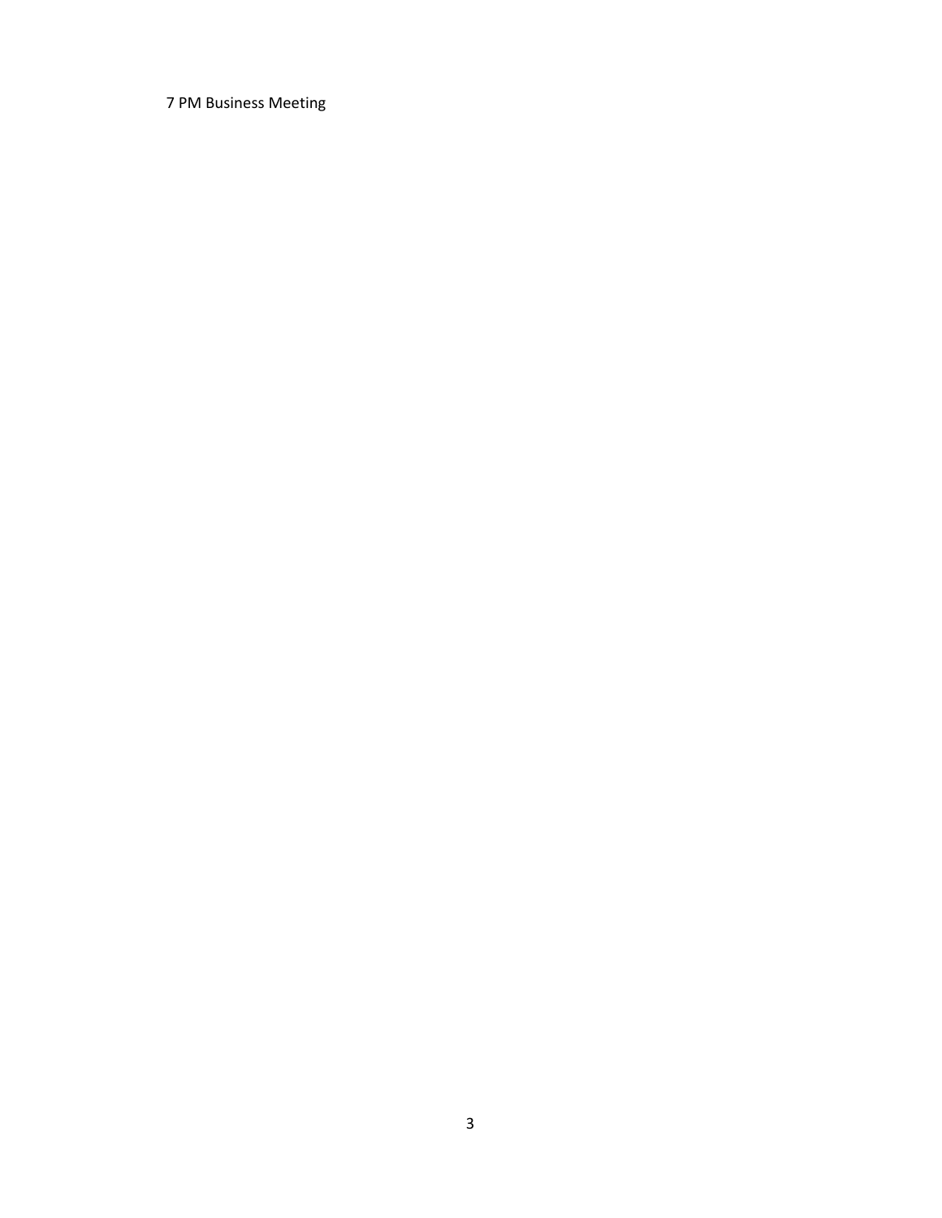7 PM Business Meeting